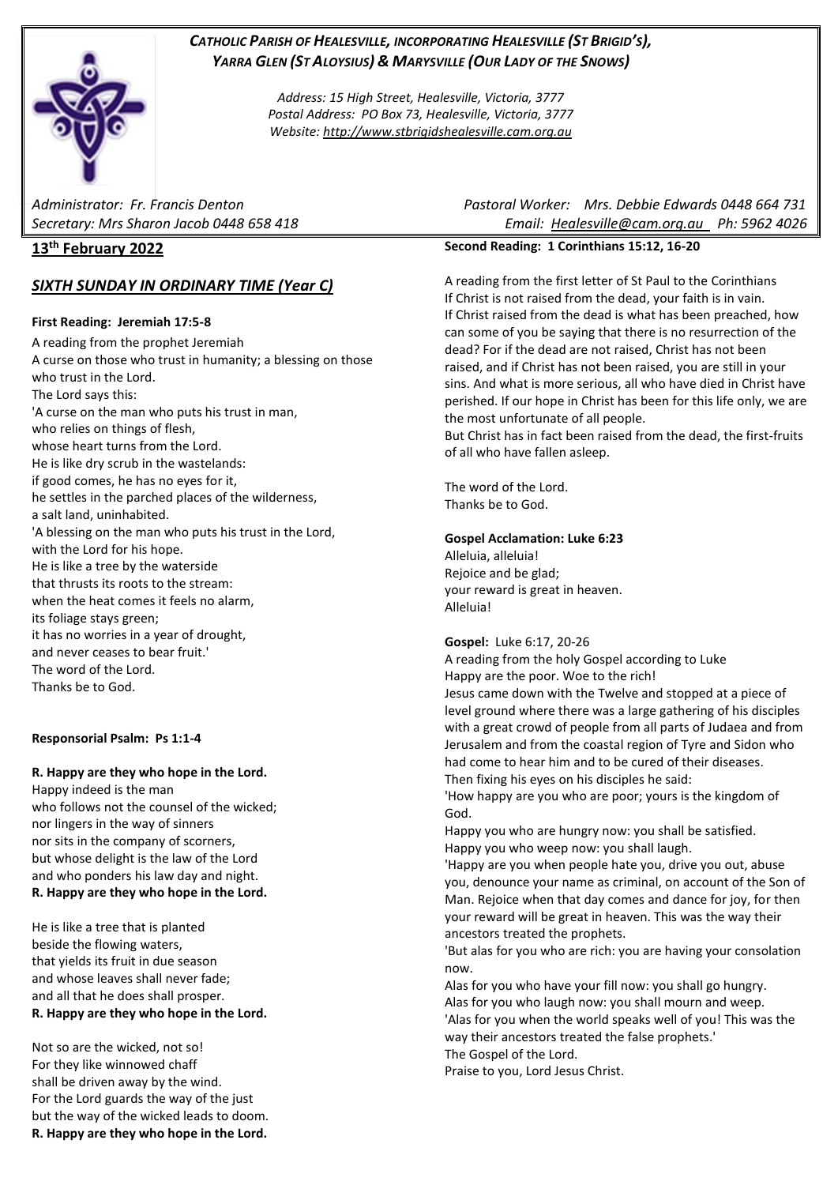***CATHOLIC PARISH OF HEALESVILLE, INCORPORATING HEALESVILLE (ST BRIGID'S), YARRA GLEN (ST ALOYSIUS) & MARYSVILLE (OUR LADY OF THE SNOWS)***

*Address: 15 High Street, Healesville, Victoria, 3777*
*Postal Address: PO Box 73, Healesville, Victoria, 3777*
*Website: http://www.stbrigidshealesville.cam.org.au*

*Administrator: Fr. Francis Denton* 
*Pastoral Worker: Mrs. Debbie Edwards 0448 664 731*
*Secretary: Mrs Sharon Jacob 0448 658 418* 
*Email: Healesville@cam.org.au Ph: 5962 4026*

**13th February 2022**

## ***SIXTH SUNDAY IN ORDINARY TIME (Year C)***

**First Reading: Jeremiah 17:5-8**

A reading from the prophet Jeremiah
A curse on those who trust in humanity; a blessing on those who trust in the Lord.
The Lord says this:
'A curse on the man who puts his trust in man,
who relies on things of flesh,
whose heart turns from the Lord.
He is like dry scrub in the wastelands:
if good comes, he has no eyes for it,
he settles in the parched places of the wilderness,
a salt land, uninhabited.
'A blessing on the man who puts his trust in the Lord,
with the Lord for his hope.
He is like a tree by the waterside
that thrusts its roots to the stream:
when the heat comes it feels no alarm,
its foliage stays green;
it has no worries in a year of drought,
and never ceases to bear fruit.'
The word of the Lord.
Thanks be to God.

**Responsorial Psalm: Ps 1:1-4**

**R. Happy are they who hope in the Lord.**
Happy indeed is the man
who follows not the counsel of the wicked;
nor lingers in the way of sinners
nor sits in the company of scorners,
but whose delight is the law of the Lord
and who ponders his law day and night.
**R. Happy are they who hope in the Lord.**

He is like a tree that is planted
beside the flowing waters,
that yields its fruit in due season
and whose leaves shall never fade;
and all that he does shall prosper.
**R. Happy are they who hope in the Lord.**

Not so are the wicked, not so!
For they like winnowed chaff
shall be driven away by the wind.
For the Lord guards the way of the just
but the way of the wicked leads to doom.
**R. Happy are they who hope in the Lord.**

**Second Reading: 1 Corinthians 15:12, 16-20**

A reading from the first letter of St Paul to the Corinthians
If Christ is not raised from the dead, your faith is in vain.
If Christ raised from the dead is what has been preached, how can some of you be saying that there is no resurrection of the dead? For if the dead are not raised, Christ has not been raised, and if Christ has not been raised, you are still in your sins. And what is more serious, all who have died in Christ have perished. If our hope in Christ has been for this life only, we are the most unfortunate of all people.
But Christ has in fact been raised from the dead, the first-fruits of all who have fallen asleep.

The word of the Lord.
Thanks be to God.

**Gospel Acclamation: Luke 6:23**
Alleluia, alleluia!
Rejoice and be glad;
your reward is great in heaven.
Alleluia!

**Gospel:** Luke 6:17, 20-26
A reading from the holy Gospel according to Luke
Happy are the poor. Woe to the rich!
Jesus came down with the Twelve and stopped at a piece of level ground where there was a large gathering of his disciples with a great crowd of people from all parts of Judaea and from Jerusalem and from the coastal region of Tyre and Sidon who had come to hear him and to be cured of their diseases.
Then fixing his eyes on his disciples he said:
'How happy are you who are poor; yours is the kingdom of God.
Happy you who are hungry now: you shall be satisfied.
Happy you who weep now: you shall laugh.
'Happy are you when people hate you, drive you out, abuse you, denounce your name as criminal, on account of the Son of Man. Rejoice when that day comes and dance for joy, for then your reward will be great in heaven. This was the way their ancestors treated the prophets.
'But alas for you who are rich: you are having your consolation now.
Alas for you who have your fill now: you shall go hungry.
Alas for you who laugh now: you shall mourn and weep.
'Alas for you when the world speaks well of you! This was the way their ancestors treated the false prophets.'
The Gospel of the Lord.
Praise to you, Lord Jesus Christ.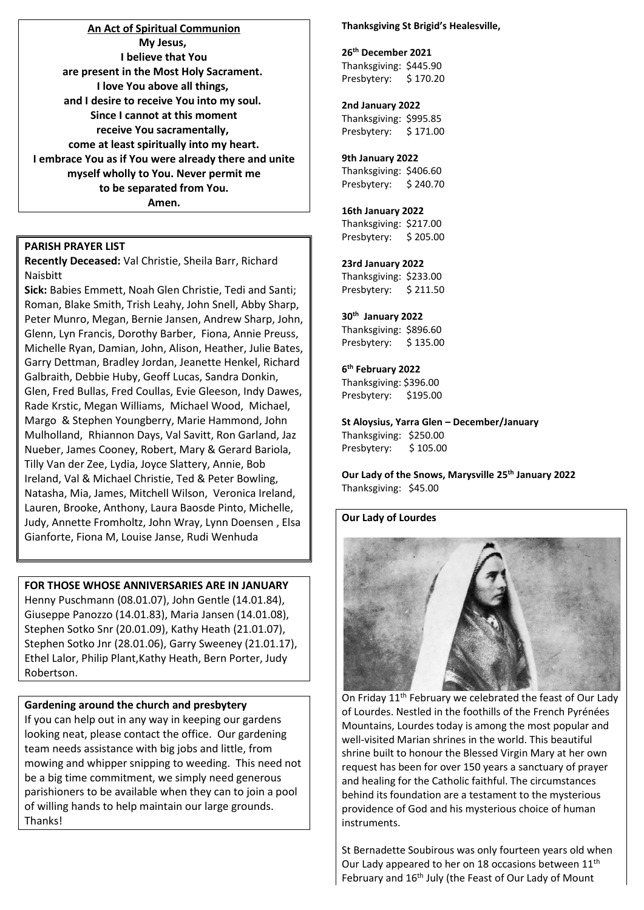**An Act of Spiritual Communion**

**My Jesus,
I believe that You
are present in the Most Holy Sacrament.
I love You above all things,
and I desire to receive You into my soul.
Since I cannot at this moment
receive You sacramentally,
come at least spiritually into my heart.
I embrace You as if You were already there and unite
myself wholly to You. Never permit me
to be separated from You.
Amen.**

**PARISH PRAYER LIST**

**Recently Deceased:** Val Christie, Sheila Barr, Richard Naisbitt

**Sick:** Babies Emmett, Noah Glen Christie, Tedi and Santi; Roman, Blake Smith, Trish Leahy, John Snell, Abby Sharp, Peter Munro, Megan, Bernie Jansen, Andrew Sharp, John, Glenn, Lyn Francis, Dorothy Barber, Fiona, Annie Preuss, Michelle Ryan, Damian, John, Alison, Heather, Julie Bates, Garry Dettman, Bradley Jordan, Jeanette Henkel, Richard Galbraith, Debbie Huby, Geoff Lucas, Sandra Donkin, Glen, Fred Bullas, Fred Coullas, Evie Gleeson, Indy Dawes, Rade Krstic, Megan Williams, Michael Wood, Michael, Margo & Stephen Youngberry, Marie Hammond, John Mulholland, Rhiannon Days, Val Savitt, Ron Garland, Jaz Nueber, James Cooney, Robert, Mary & Gerard Bariola, Tilly Van der Zee, Lydia, Joyce Slattery, Annie, Bob Ireland, Val & Michael Christie, Ted & Peter Bowling, Natasha, Mia, James, Mitchell Wilson, Veronica Ireland, Lauren, Brooke, Anthony, Laura Baosde Pinto, Michelle, Judy, Annette Fromholtz, John Wray, Lynn Doensen , Elsa Gianforte, Fiona M, Louise Janse, Rudi Wenhuda

**FOR THOSE WHOSE ANNIVERSARIES ARE IN JANUARY**

Henny Puschmann (08.01.07), John Gentle (14.01.84), Giuseppe Panozzo (14.01.83), Maria Jansen (14.01.08), Stephen Sotko Snr (20.01.09), Kathy Heath (21.01.07), Stephen Sotko Jnr (28.01.06), Garry Sweeney (21.01.17), Ethel Lalor, Philip Plant,Kathy Heath, Bern Porter, Judy Robertson.

**Gardening around the church and presbytery**

If you can help out in any way in keeping our gardens looking neat, please contact the office. Our gardening team needs assistance with big jobs and little, from mowing and whipper snipping to weeding. This need not be a big time commitment, we simply need generous parishioners to be available when they can to join a pool of willing hands to help maintain our large grounds. Thanks!

**Thanksgiving St Brigid's Healesville,**

**26th December 2021**
Thanksgiving: $445.90
Presbytery: $ 170.20

**2nd January 2022**
Thanksgiving: $995.85
Presbytery: $ 171.00

**9th January 2022**
Thanksgiving: $406.60
Presbytery: $ 240.70

**16th January 2022**
Thanksgiving: $217.00
Presbytery: $ 205.00

**23rd January 2022**
Thanksgiving: $233.00
Presbytery: $ 211.50

**30th January 2022**
Thanksgiving: $896.60
Presbytery: $ 135.00

**6th February 2022**
Thanksgiving: $396.00
Presbytery: $195.00

**St Aloysius, Yarra Glen – December/January**
Thanksgiving: $250.00
Presbytery: $ 105.00

**Our Lady of the Snows, Marysville 25th January 2022**
Thanksgiving: $45.00

**Our Lady of Lourdes**

On Friday 11th February we celebrated the feast of Our Lady of Lourdes. Nestled in the foothills of the French Pyrénées Mountains, Lourdes today is among the most popular and well-visited Marian shrines in the world. This beautiful shrine built to honour the Blessed Virgin Mary at her own request has been for over 150 years a sanctuary of prayer and healing for the Catholic faithful. The circumstances behind its foundation are a testament to the mysterious providence of God and his mysterious choice of human instruments.

St Bernadette Soubirous was only fourteen years old when Our Lady appeared to her on 18 occasions between 11th February and 16th July (the Feast of Our Lady of Mount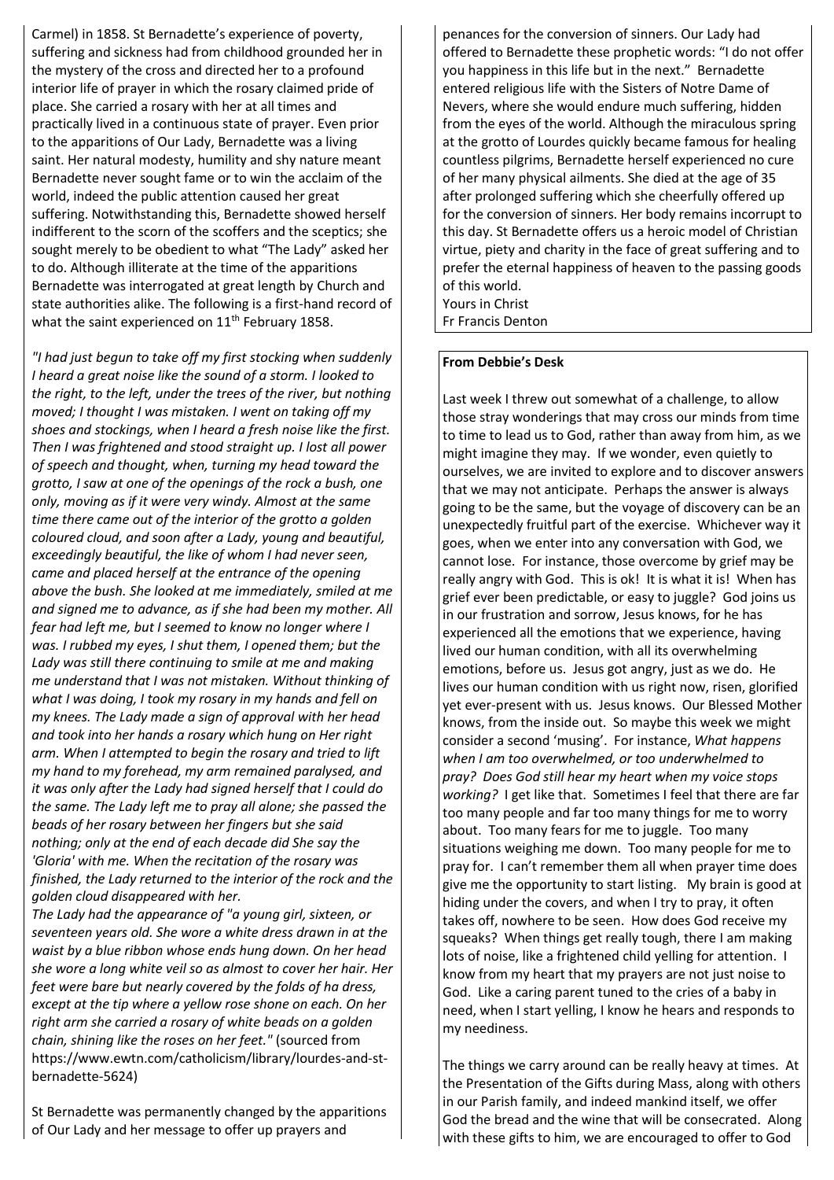Carmel) in 1858. St Bernadette's experience of poverty, suffering and sickness had from childhood grounded her in the mystery of the cross and directed her to a profound interior life of prayer in which the rosary claimed pride of place. She carried a rosary with her at all times and practically lived in a continuous state of prayer. Even prior to the apparitions of Our Lady, Bernadette was a living saint. Her natural modesty, humility and shy nature meant Bernadette never sought fame or to win the acclaim of the world, indeed the public attention caused her great suffering. Notwithstanding this, Bernadette showed herself indifferent to the scorn of the scoffers and the sceptics; she sought merely to be obedient to what "The Lady" asked her to do. Although illiterate at the time of the apparitions Bernadette was interrogated at great length by Church and state authorities alike. The following is a first-hand record of what the saint experienced on 11th February 1858.

*"I had just begun to take off my first stocking when suddenly I heard a great noise like the sound of a storm. I looked to the right, to the left, under the trees of the river, but nothing moved; I thought I was mistaken. I went on taking off my shoes and stockings, when I heard a fresh noise like the first. Then I was frightened and stood straight up. I lost all power of speech and thought, when, turning my head toward the grotto, I saw at one of the openings of the rock a bush, one only, moving as if it were very windy. Almost at the same time there came out of the interior of the grotto a golden coloured cloud, and soon after a Lady, young and beautiful, exceedingly beautiful, the like of whom I had never seen, came and placed herself at the entrance of the opening above the bush. She looked at me immediately, smiled at me and signed me to advance, as if she had been my mother. All fear had left me, but I seemed to know no longer where I was. I rubbed my eyes, I shut them, I opened them; but the Lady was still there continuing to smile at me and making me understand that I was not mistaken. Without thinking of what I was doing, I took my rosary in my hands and fell on my knees. The Lady made a sign of approval with her head and took into her hands a rosary which hung on Her right arm. When I attempted to begin the rosary and tried to lift my hand to my forehead, my arm remained paralysed, and it was only after the Lady had signed herself that I could do the same. The Lady left me to pray all alone; she passed the beads of her rosary between her fingers but she said nothing; only at the end of each decade did She say the 'Gloria' with me. When the recitation of the rosary was finished, the Lady returned to the interior of the rock and the golden cloud disappeared with her.*

*The Lady had the appearance of "a young girl, sixteen, or seventeen years old. She wore a white dress drawn in at the waist by a blue ribbon whose ends hung down. On her head she wore a long white veil so as almost to cover her hair. Her feet were bare but nearly covered by the folds of ha dress, except at the tip where a yellow rose shone on each. On her right arm she carried a rosary of white beads on a golden chain, shining like the roses on her feet."* (sourced from https://www.ewtn.com/catholicism/library/lourdes-and-st-bernadette-5624)

St Bernadette was permanently changed by the apparitions of Our Lady and her message to offer up prayers and penances for the conversion of sinners. Our Lady had offered to Bernadette these prophetic words: "I do not offer you happiness in this life but in the next." Bernadette entered religious life with the Sisters of Notre Dame of Nevers, where she would endure much suffering, hidden from the eyes of the world. Although the miraculous spring at the grotto of Lourdes quickly became famous for healing countless pilgrims, Bernadette herself experienced no cure of her many physical ailments. She died at the age of 35 after prolonged suffering which she cheerfully offered up for the conversion of sinners. Her body remains incorrupt to this day. St Bernadette offers us a heroic model of Christian virtue, piety and charity in the face of great suffering and to prefer the eternal happiness of heaven to the passing goods of this world.

Yours in Christ
Fr Francis Denton

**From Debbie's Desk**

Last week I threw out somewhat of a challenge, to allow those stray wonderings that may cross our minds from time to time to lead us to God, rather than away from him, as we might imagine they may. If we wonder, even quietly to ourselves, we are invited to explore and to discover answers that we may not anticipate. Perhaps the answer is always going to be the same, but the voyage of discovery can be an unexpectedly fruitful part of the exercise. Whichever way it goes, when we enter into any conversation with God, we cannot lose. For instance, those overcome by grief may be really angry with God. This is ok! It is what it is! When has grief ever been predictable, or easy to juggle? God joins us in our frustration and sorrow, Jesus knows, for he has experienced all the emotions that we experience, having lived our human condition, with all its overwhelming emotions, before us. Jesus got angry, just as we do. He lives our human condition with us right now, risen, glorified yet ever-present with us. Jesus knows. Our Blessed Mother knows, from the inside out. So maybe this week we might consider a second 'musing'. For instance, *What happens when I am too overwhelmed, or too underwhelmed to pray? Does God still hear my heart when my voice stops working?* I get like that. Sometimes I feel that there are far too many people and far too many things for me to worry about. Too many fears for me to juggle. Too many situations weighing me down. Too many people for me to pray for. I can't remember them all when prayer time does give me the opportunity to start listing. My brain is good at hiding under the covers, and when I try to pray, it often takes off, nowhere to be seen. How does God receive my squeaks? When things get really tough, there I am making lots of noise, like a frightened child yelling for attention. I know from my heart that my prayers are not just noise to God. Like a caring parent tuned to the cries of a baby in need, when I start yelling, I know he hears and responds to my neediness.

The things we carry around can be really heavy at times. At the Presentation of the Gifts during Mass, along with others in our Parish family, and indeed mankind itself, we offer God the bread and the wine that will be consecrated. Along with these gifts to him, we are encouraged to offer to God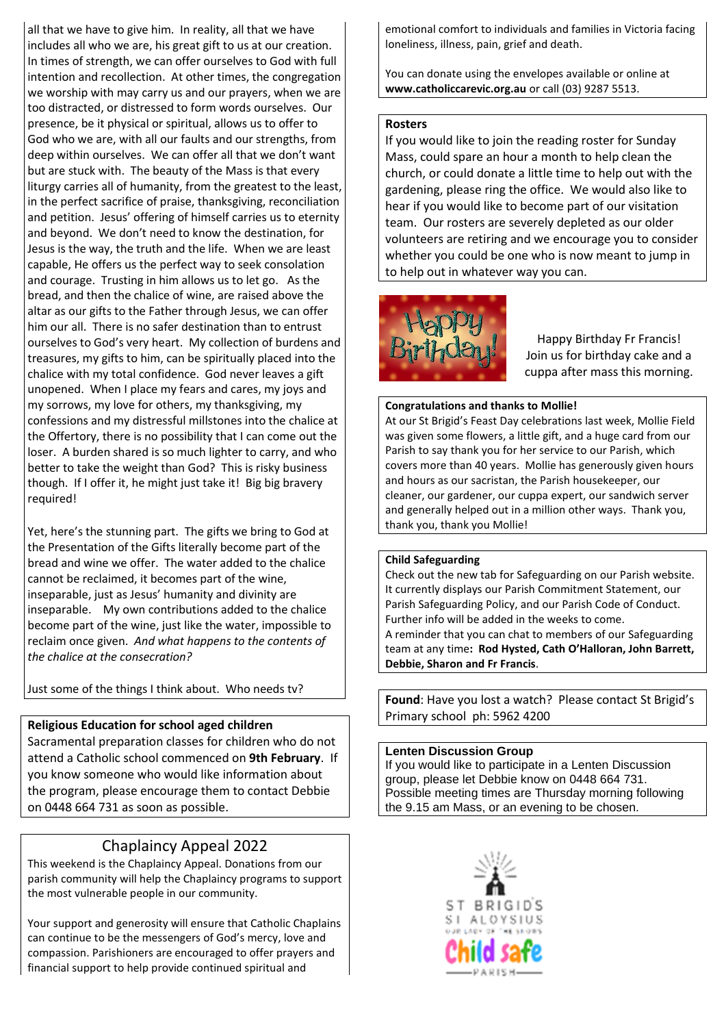all that we have to give him. In reality, all that we have includes all who we are, his great gift to us at our creation. In times of strength, we can offer ourselves to God with full intention and recollection. At other times, the congregation we worship with may carry us and our prayers, when we are too distracted, or distressed to form words ourselves. Our presence, be it physical or spiritual, allows us to offer to God who we are, with all our faults and our strengths, from deep within ourselves. We can offer all that we don't want but are stuck with. The beauty of the Mass is that every liturgy carries all of humanity, from the greatest to the least, in the perfect sacrifice of praise, thanksgiving, reconciliation and petition. Jesus' offering of himself carries us to eternity and beyond. We don't need to know the destination, for Jesus is the way, the truth and the life. When we are least capable, He offers us the perfect way to seek consolation and courage. Trusting in him allows us to let go. As the bread, and then the chalice of wine, are raised above the altar as our gifts to the Father through Jesus, we can offer him our all. There is no safer destination than to entrust ourselves to God's very heart. My collection of burdens and treasures, my gifts to him, can be spiritually placed into the chalice with my total confidence. God never leaves a gift unopened. When I place my fears and cares, my joys and my sorrows, my love for others, my thanksgiving, my confessions and my distressful millstones into the chalice at the Offertory, there is no possibility that I can come out the loser. A burden shared is so much lighter to carry, and who better to take the weight than God? This is risky business though. If I offer it, he might just take it! Big big bravery required!

Yet, here's the stunning part. The gifts we bring to God at the Presentation of the Gifts literally become part of the bread and wine we offer. The water added to the chalice cannot be reclaimed, it becomes part of the wine, inseparable, just as Jesus' humanity and divinity are inseparable. My own contributions added to the chalice become part of the wine, just like the water, impossible to reclaim once given. *And what happens to the contents of the chalice at the consecration?*

Just some of the things I think about. Who needs tv?

**Religious Education for school aged children**

Sacramental preparation classes for children who do not attend a Catholic school commenced on **9th February**. If you know someone who would like information about the program, please encourage them to contact Debbie on 0448 664 731 as soon as possible.

## Chaplaincy Appeal 2022

This weekend is the Chaplaincy Appeal. Donations from our parish community will help the Chaplaincy programs to support the most vulnerable people in our community.

Your support and generosity will ensure that Catholic Chaplains can continue to be the messengers of God's mercy, love and compassion. Parishioners are encouraged to offer prayers and financial support to help provide continued spiritual and emotional comfort to individuals and families in Victoria facing loneliness, illness, pain, grief and death.

You can donate using the envelopes available or online at **www.catholiccarevic.org.au** or call (03) 9287 5513.

**Rosters**

If you would like to join the reading roster for Sunday Mass, could spare an hour a month to help clean the church, or could donate a little time to help out with the gardening, please ring the office. We would also like to hear if you would like to become part of our visitation team. Our rosters are severely depleted as our older volunteers are retiring and we encourage you to consider whether you could be one who is now meant to jump in to help out in whatever way you can.

Happy Birthday Fr Francis! Join us for birthday cake and a cuppa after mass this morning.

**Congratulations and thanks to Mollie!**

At our St Brigid's Feast Day celebrations last week, Mollie Field was given some flowers, a little gift, and a huge card from our Parish to say thank you for her service to our Parish, which covers more than 40 years. Mollie has generously given hours and hours as our sacristan, the Parish housekeeper, our cleaner, our gardener, our cuppa expert, our sandwich server and generally helped out in a million other ways. Thank you, thank you, thank you Mollie!

**Child Safeguarding**

Check out the new tab for Safeguarding on our Parish website. It currently displays our Parish Commitment Statement, our Parish Safeguarding Policy, and our Parish Code of Conduct. Further info will be added in the weeks to come.
A reminder that you can chat to members of our Safeguarding team at any time**: Rod Hysted, Cath O'Halloran, John Barrett, Debbie, Sharon and Fr Francis**.

**Found**: Have you lost a watch? Please contact St Brigid's Primary school ph: 5962 4200

**Lenten Discussion Group**

If you would like to participate in a Lenten Discussion group, please let Debbie know on 0448 664 731. Possible meeting times are Thursday morning following the 9.15 am Mass, or an evening to be chosen.